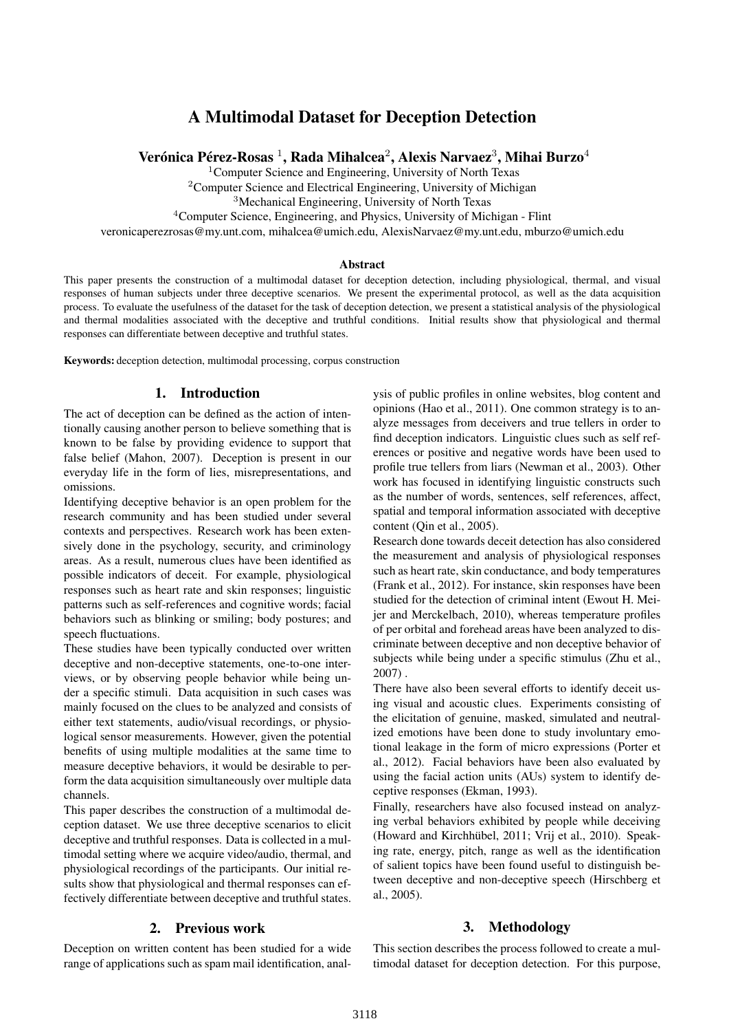# A Multimodal Dataset for Deception Detection

**Verónica Pérez-Rosas [1], Rada Mihalcea[2], Alexis Narvaez[3], Mihai Burzo[4]**

[1]Computer Science and Engineering, University of North Texas
[2]Computer Science and Electrical Engineering, University of Michigan
[3]Mechanical Engineering, University of North Texas
[4]Computer Science, Engineering, and Physics, University of Michigan - Flint
veronicaperezrosas@my.unt.com, mihalcea@umich.edu, AlexisNarvaez@my.unt.edu, mburzo@umich.edu

### Abstract

This paper presents the construction of a multimodal dataset for deception detection, including physiological, thermal, and visual responses of human subjects under three deceptive scenarios. We present the experimental protocol, as well as the data acquisition process. To evaluate the usefulness of the dataset for the task of deception detection, we present a statistical analysis of the physiological and thermal modalities associated with the deceptive and truthful conditions. Initial results show that physiological and thermal responses can differentiate between deceptive and truthful states.

**Keywords:** deception detection, multimodal processing, corpus construction

## 1. Introduction

The act of deception can be defined as the action of intentionally causing another person to believe something that is known to be false by providing evidence to support that false belief (Mahon, 2007). Deception is present in our everyday life in the form of lies, misrepresentations, and omissions.

Identifying deceptive behavior is an open problem for the research community and has been studied under several contexts and perspectives. Research work has been extensively done in the psychology, security, and criminology areas. As a result, numerous clues have been identified as possible indicators of deceit. For example, physiological responses such as heart rate and skin responses; linguistic patterns such as self-references and cognitive words; facial behaviors such as blinking or smiling; body postures; and speech fluctuations.

These studies have been typically conducted over written deceptive and non-deceptive statements, one-to-one interviews, or by observing people behavior while being under a specific stimuli. Data acquisition in such cases was mainly focused on the clues to be analyzed and consists of either text statements, audio/visual recordings, or physiological sensor measurements. However, given the potential benefits of using multiple modalities at the same time to measure deceptive behaviors, it would be desirable to perform the data acquisition simultaneously over multiple data channels.

This paper describes the construction of a multimodal deception dataset. We use three deceptive scenarios to elicit deceptive and truthful responses. Data is collected in a multimodal setting where we acquire video/audio, thermal, and physiological recordings of the participants. Our initial results show that physiological and thermal responses can effectively differentiate between deceptive and truthful states.

## 2. Previous work

Deception on written content has been studied for a wide range of applications such as spam mail identification, analysis of public profiles in online websites, blog content and opinions (Hao et al., 2011). One common strategy is to analyze messages from deceivers and true tellers in order to find deception indicators. Linguistic clues such as self references or positive and negative words have been used to profile true tellers from liars (Newman et al., 2003). Other work has focused in identifying linguistic constructs such as the number of words, sentences, self references, affect, spatial and temporal information associated with deceptive content (Qin et al., 2005).

Research done towards deceit detection has also considered the measurement and analysis of physiological responses such as heart rate, skin conductance, and body temperatures (Frank et al., 2012). For instance, skin responses have been studied for the detection of criminal intent (Ewout H. Meijer and Merckelbach, 2010), whereas temperature profiles of per orbital and forehead areas have been analyzed to discriminate between deceptive and non deceptive behavior of subjects while being under a specific stimulus (Zhu et al., 2007) .

There have also been several efforts to identify deceit using visual and acoustic clues. Experiments consisting of the elicitation of genuine, masked, simulated and neutralized emotions have been done to study involuntary emotional leakage in the form of micro expressions (Porter et al., 2012). Facial behaviors have been also evaluated by using the facial action units (AUs) system to identify deceptive responses (Ekman, 1993).

Finally, researchers have also focused instead on analyzing verbal behaviors exhibited by people while deceiving (Howard and Kirchhübel, 2011; Vrij et al., 2010). Speaking rate, energy, pitch, range as well as the identification of salient topics have been found useful to distinguish between deceptive and non-deceptive speech (Hirschberg et al., 2005).

## 3. Methodology

This section describes the process followed to create a multimodal dataset for deception detection. For this purpose,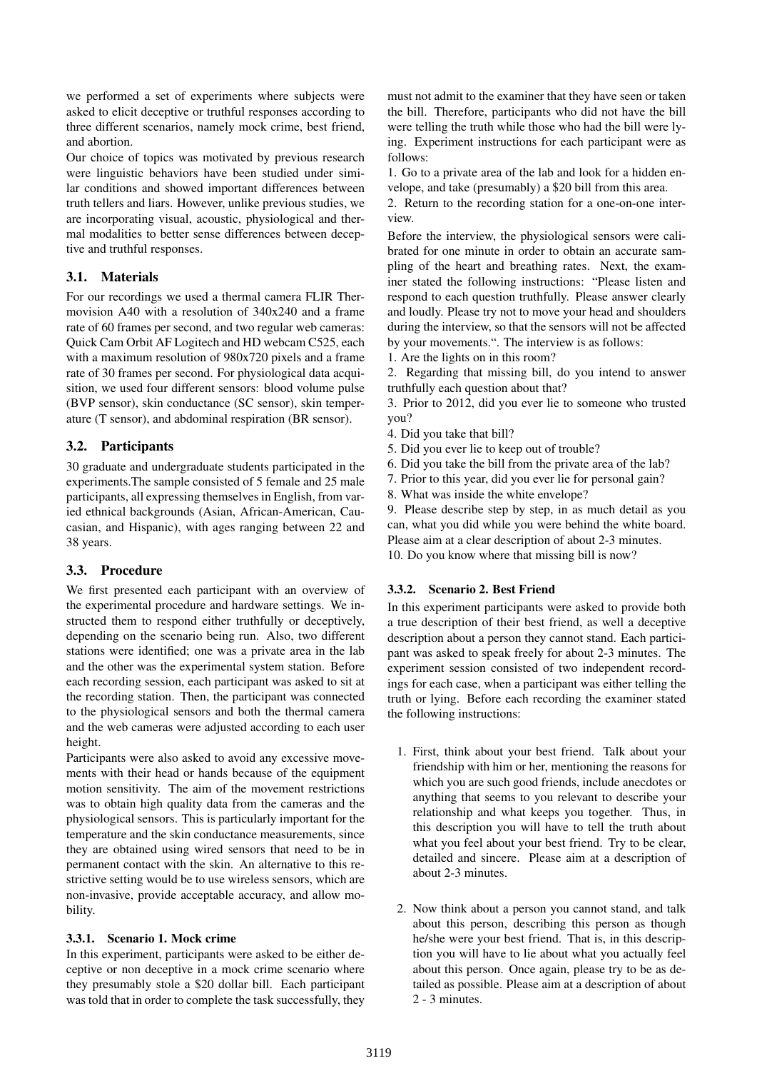we performed a set of experiments where subjects were asked to elicit deceptive or truthful responses according to three different scenarios, namely mock crime, best friend, and abortion.

Our choice of topics was motivated by previous research were linguistic behaviors have been studied under similar conditions and showed important differences between truth tellers and liars. However, unlike previous studies, we are incorporating visual, acoustic, physiological and thermal modalities to better sense differences between deceptive and truthful responses.

### 3.1. Materials

For our recordings we used a thermal camera FLIR Thermovision A40 with a resolution of 340x240 and a frame rate of 60 frames per second, and two regular web cameras: Quick Cam Orbit AF Logitech and HD webcam C525, each with a maximum resolution of 980x720 pixels and a frame rate of 30 frames per second. For physiological data acquisition, we used four different sensors: blood volume pulse (BVP sensor), skin conductance (SC sensor), skin temperature (T sensor), and abdominal respiration (BR sensor).

### 3.2. Participants

30 graduate and undergraduate students participated in the experiments.The sample consisted of 5 female and 25 male participants, all expressing themselves in English, from varied ethnical backgrounds (Asian, African-American, Caucasian, and Hispanic), with ages ranging between 22 and 38 years.

### 3.3. Procedure

We first presented each participant with an overview of the experimental procedure and hardware settings. We instructed them to respond either truthfully or deceptively, depending on the scenario being run. Also, two different stations were identified; one was a private area in the lab and the other was the experimental system station. Before each recording session, each participant was asked to sit at the recording station. Then, the participant was connected to the physiological sensors and both the thermal camera and the web cameras were adjusted according to each user height.

Participants were also asked to avoid any excessive movements with their head or hands because of the equipment motion sensitivity. The aim of the movement restrictions was to obtain high quality data from the cameras and the physiological sensors. This is particularly important for the temperature and the skin conductance measurements, since they are obtained using wired sensors that need to be in permanent contact with the skin. An alternative to this restrictive setting would be to use wireless sensors, which are non-invasive, provide acceptable accuracy, and allow mobility.

#### 3.3.1. Scenario 1. Mock crime

In this experiment, participants were asked to be either deceptive or non deceptive in a mock crime scenario where they presumably stole a $20 dollar bill. Each participant was told that in order to complete the task successfully, they must not admit to the examiner that they have seen or taken the bill. Therefore, participants who did not have the bill were telling the truth while those who had the bill were lying. Experiment instructions for each participant were as follows:

1. Go to a private area of the lab and look for a hidden envelope, and take (presumably) a $20 bill from this area.
2. Return to the recording station for a one-on-one interview.

Before the interview, the physiological sensors were calibrated for one minute in order to obtain an accurate sampling of the heart and breathing rates. Next, the examiner stated the following instructions: "Please listen and respond to each question truthfully. Please answer clearly and loudly. Please try not to move your head and shoulders during the interview, so that the sensors will not be affected by your movements.". The interview is as follows:

1. Are the lights on in this room?
2. Regarding that missing bill, do you intend to answer truthfully each question about that?
3. Prior to 2012, did you ever lie to someone who trusted you?
4. Did you take that bill?
5. Did you ever lie to keep out of trouble?
6. Did you take the bill from the private area of the lab?
7. Prior to this year, did you ever lie for personal gain?
8. What was inside the white envelope?
9. Please describe step by step, in as much detail as you can, what you did while you were behind the white board. Please aim at a clear description of about 2-3 minutes.
10. Do you know where that missing bill is now?

#### 3.3.2. Scenario 2. Best Friend

In this experiment participants were asked to provide both a true description of their best friend, as well a deceptive description about a person they cannot stand. Each participant was asked to speak freely for about 2-3 minutes. The experiment session consisted of two independent recordings for each case, when a participant was either telling the truth or lying. Before each recording the examiner stated the following instructions:

1. First, think about your best friend. Talk about your friendship with him or her, mentioning the reasons for which you are such good friends, include anecdotes or anything that seems to you relevant to describe your relationship and what keeps you together. Thus, in this description you will have to tell the truth about what you feel about your best friend. Try to be clear, detailed and sincere. Please aim at a description of about 2-3 minutes.

2. Now think about a person you cannot stand, and talk about this person, describing this person as though he/she were your best friend. That is, in this description you will have to lie about what you actually feel about this person. Once again, please try to be as detailed as possible. Please aim at a description of about 2 - 3 minutes.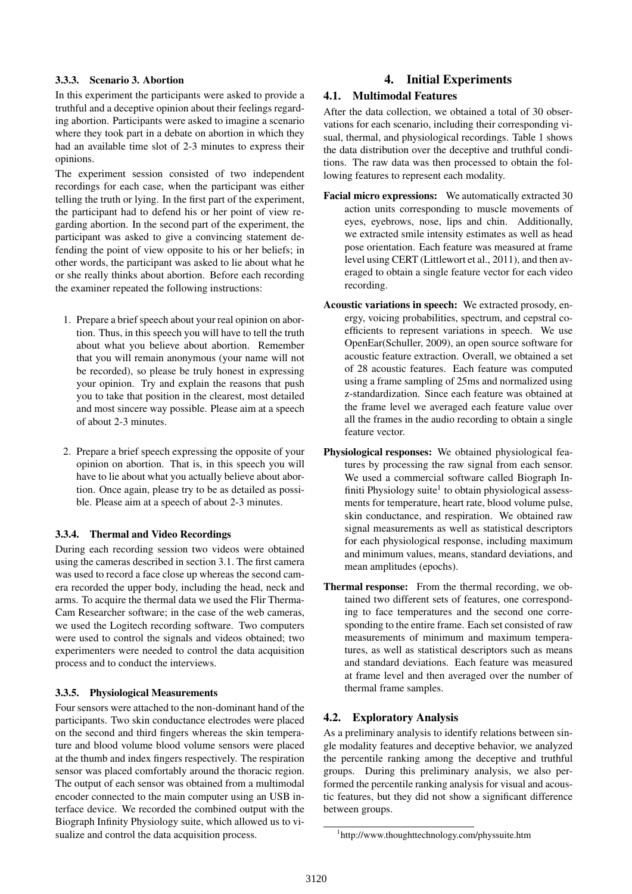#### 3.3.3. Scenario 3. Abortion

In this experiment the participants were asked to provide a truthful and a deceptive opinion about their feelings regarding abortion. Participants were asked to imagine a scenario where they took part in a debate on abortion in which they had an available time slot of 2-3 minutes to express their opinions.

The experiment session consisted of two independent recordings for each case, when the participant was either telling the truth or lying. In the first part of the experiment, the participant had to defend his or her point of view regarding abortion. In the second part of the experiment, the participant was asked to give a convincing statement defending the point of view opposite to his or her beliefs; in other words, the participant was asked to lie about what he or she really thinks about abortion. Before each recording the examiner repeated the following instructions:

1. Prepare a brief speech about your real opinion on abortion. Thus, in this speech you will have to tell the truth about what you believe about abortion. Remember that you will remain anonymous (your name will not be recorded), so please be truly honest in expressing your opinion. Try and explain the reasons that push you to take that position in the clearest, most detailed and most sincere way possible. Please aim at a speech of about 2-3 minutes.

2. Prepare a brief speech expressing the opposite of your opinion on abortion. That is, in this speech you will have to lie about what you actually believe about abortion. Once again, please try to be as detailed as possible. Please aim at a speech of about 2-3 minutes.

#### 3.3.4. Thermal and Video Recordings

During each recording session two videos were obtained using the cameras described in section 3.1. The first camera was used to record a face close up whereas the second camera recorded the upper body, including the head, neck and arms. To acquire the thermal data we used the Flir ThermaCam Researcher software; in the case of the web cameras, we used the Logitech recording software. Two computers were used to control the signals and videos obtained; two experimenters were needed to control the data acquisition process and to conduct the interviews.

#### 3.3.5. Physiological Measurements

Four sensors were attached to the non-dominant hand of the participants. Two skin conductance electrodes were placed on the second and third fingers whereas the skin temperature and blood volume blood volume sensors were placed at the thumb and index fingers respectively. The respiration sensor was placed comfortably around the thoracic region. The output of each sensor was obtained from a multimodal encoder connected to the main computer using an USB interface device. We recorded the combined output with the Biograph Infinity Physiology suite, which allowed us to visualize and control the data acquisition process.

# 4. Initial Experiments

## 4.1. Multimodal Features

After the data collection, we obtained a total of 30 observations for each scenario, including their corresponding visual, thermal, and physiological recordings. Table 1 shows the data distribution over the deceptive and truthful conditions. The raw data was then processed to obtain the following features to represent each modality.

**Facial micro expressions:** We automatically extracted 30 action units corresponding to muscle movements of eyes, eyebrows, nose, lips and chin. Additionally, we extracted smile intensity estimates as well as head pose orientation. Each feature was measured at frame level using CERT (Littlewort et al., 2011), and then averaged to obtain a single feature vector for each video recording.

**Acoustic variations in speech:** We extracted prosody, energy, voicing probabilities, spectrum, and cepstral coefficients to represent variations in speech. We use OpenEar(Schuller, 2009), an open source software for acoustic feature extraction. Overall, we obtained a set of 28 acoustic features. Each feature was computed using a frame sampling of 25ms and normalized using z-standardization. Since each feature was obtained at the frame level we averaged each feature value over all the frames in the audio recording to obtain a single feature vector.

**Physiological responses:** We obtained physiological features by processing the raw signal from each sensor. We used a commercial software called Biograph Infiniti Physiology suite[1] to obtain physiological assessments for temperature, heart rate, blood volume pulse, skin conductance, and respiration. We obtained raw signal measurements as well as statistical descriptors for each physiological response, including maximum and minimum values, means, standard deviations, and mean amplitudes (epochs).

**Thermal response:** From the thermal recording, we obtained two different sets of features, one corresponding to face temperatures and the second one corresponding to the entire frame. Each set consisted of raw measurements of minimum and maximum temperatures, as well as statistical descriptors such as means and standard deviations. Each feature was measured at frame level and then averaged over the number of thermal frame samples.

## 4.2. Exploratory Analysis

As a preliminary analysis to identify relations between single modality features and deceptive behavior, we analyzed the percentile ranking among the deceptive and truthful groups. During this preliminary analysis, we also performed the percentile ranking analysis for visual and acoustic features, but they did not show a significant difference between groups.

[1] http://www.thoughttechnology.com/physsuite.htm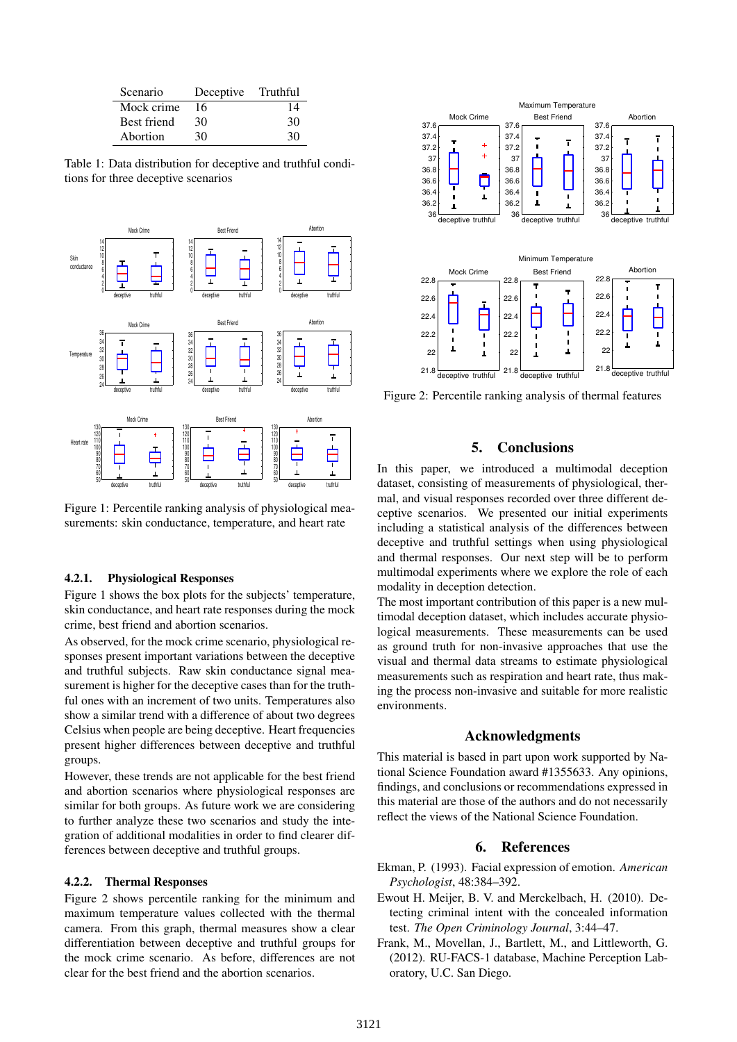| Scenario | Deceptive | Truthful |
|---|---|---|
| Mock crime | 16 | 14 |
| Best friend | 30 | 30 |
| Abortion | 30 | 30 |

Table 1: Data distribution for deceptive and truthful conditions for three deceptive scenarios

Figure 1: Percentile ranking analysis of physiological measurements: skin conductance, temperature, and heart rate

#### 4.2.1. Physiological Responses

Figure 1 shows the box plots for the subjects' temperature, skin conductance, and heart rate responses during the mock crime, best friend and abortion scenarios.

As observed, for the mock crime scenario, physiological responses present important variations between the deceptive and truthful subjects. Raw skin conductance signal measurement is higher for the deceptive cases than for the truthful ones with an increment of two units. Temperatures also show a similar trend with a difference of about two degrees Celsius when people are being deceptive. Heart frequencies present higher differences between deceptive and truthful groups.

However, these trends are not applicable for the best friend and abortion scenarios where physiological responses are similar for both groups. As future work we are considering to further analyze these two scenarios and study the integration of additional modalities in order to find clearer differences between deceptive and truthful groups.

#### 4.2.2. Thermal Responses

Figure 2 shows percentile ranking for the minimum and maximum temperature values collected with the thermal camera. From this graph, thermal measures show a clear differentiation between deceptive and truthful groups for the mock crime scenario. As before, differences are not clear for the best friend and the abortion scenarios.

Figure 2: Percentile ranking analysis of thermal features

## 5. Conclusions

In this paper, we introduced a multimodal deception dataset, consisting of measurements of physiological, thermal, and visual responses recorded over three different deceptive scenarios. We presented our initial experiments including a statistical analysis of the differences between deceptive and truthful settings when using physiological and thermal responses. Our next step will be to perform multimodal experiments where we explore the role of each modality in deception detection.

The most important contribution of this paper is a new multimodal deception dataset, which includes accurate physiological measurements. These measurements can be used as ground truth for non-invasive approaches that use the visual and thermal data streams to estimate physiological measurements such as respiration and heart rate, thus making the process non-invasive and suitable for more realistic environments.

## Acknowledgments

This material is based in part upon work supported by National Science Foundation award #1355633. Any opinions, findings, and conclusions or recommendations expressed in this material are those of the authors and do not necessarily reflect the views of the National Science Foundation.

## 6. References

Ekman, P. (1993). Facial expression of emotion. *American Psychologist*, 48:384–392.

Ewout H. Meijer, B. V. and Merckelbach, H. (2010). Detecting criminal intent with the concealed information test. *The Open Criminology Journal*, 3:44–47.

Frank, M., Movellan, J., Bartlett, M., and Littleworth, G. (2012). RU-FACS-1 database, Machine Perception Laboratory, U.C. San Diego.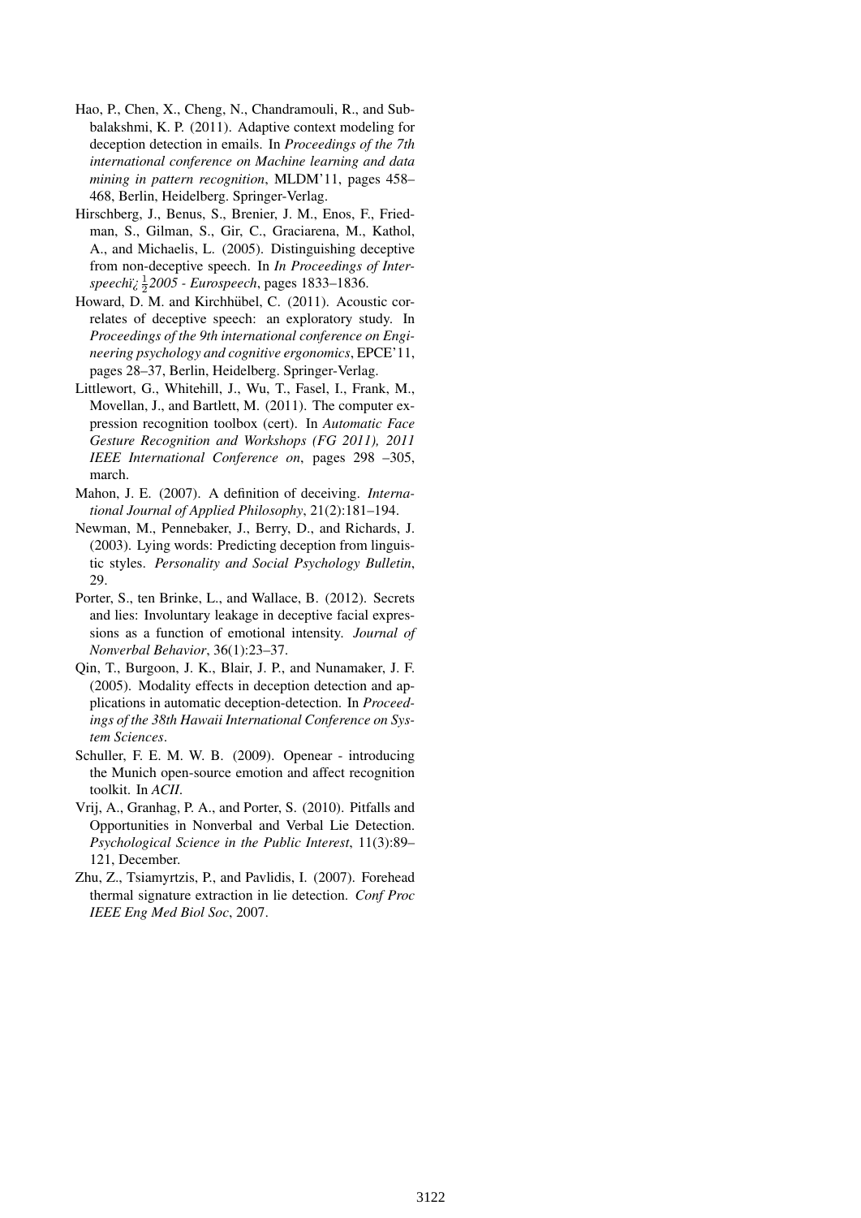Hao, P., Chen, X., Cheng, N., Chandramouli, R., and Subbalakshmi, K. P. (2011). Adaptive context modeling for deception detection in emails. In *Proceedings of the 7th international conference on Machine learning and data mining in pattern recognition*, MLDM'11, pages 458–468, Berlin, Heidelberg. Springer-Verlag.

Hirschberg, J., Benus, S., Brenier, J. M., Enos, F., Friedman, S., Gilman, S., Gir, C., Graciarena, M., Kathol, A., and Michaelis, L. (2005). Distinguishing deceptive from non-deceptive speech. In *In Proceedings of Interspeechï¿½2005 - Eurospeech*, pages 1833–1836.

Howard, D. M. and Kirchhübel, C. (2011). Acoustic correlates of deceptive speech: an exploratory study. In *Proceedings of the 9th international conference on Engineering psychology and cognitive ergonomics*, EPCE'11, pages 28–37, Berlin, Heidelberg. Springer-Verlag.

Littlewort, G., Whitehill, J., Wu, T., Fasel, I., Frank, M., Movellan, J., and Bartlett, M. (2011). The computer expression recognition toolbox (cert). In *Automatic Face Gesture Recognition and Workshops (FG 2011), 2011 IEEE International Conference on*, pages 298 –305, march.

Mahon, J. E. (2007). A definition of deceiving. *International Journal of Applied Philosophy*, 21(2):181–194.

Newman, M., Pennebaker, J., Berry, D., and Richards, J. (2003). Lying words: Predicting deception from linguistic styles. *Personality and Social Psychology Bulletin*, 29.

Porter, S., ten Brinke, L., and Wallace, B. (2012). Secrets and lies: Involuntary leakage in deceptive facial expressions as a function of emotional intensity. *Journal of Nonverbal Behavior*, 36(1):23–37.

Qin, T., Burgoon, J. K., Blair, J. P., and Nunamaker, J. F. (2005). Modality effects in deception detection and applications in automatic deception-detection. In *Proceedings of the 38th Hawaii International Conference on System Sciences*.

Schuller, F. E. M. W. B. (2009). Openear - introducing the Munich open-source emotion and affect recognition toolkit. In *ACII*.

Vrij, A., Granhag, P. A., and Porter, S. (2010). Pitfalls and Opportunities in Nonverbal and Verbal Lie Detection. *Psychological Science in the Public Interest*, 11(3):89–121, December.

Zhu, Z., Tsiamyrtzis, P., and Pavlidis, I. (2007). Forehead thermal signature extraction in lie detection. *Conf Proc IEEE Eng Med Biol Soc*, 2007.